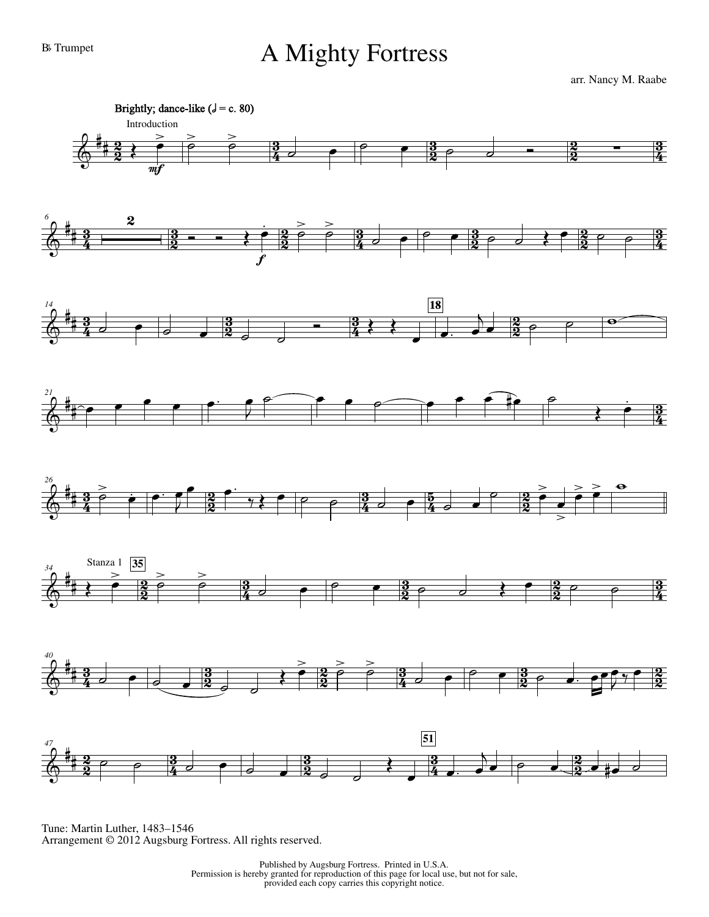B♭ Trumpet

# A Mighty Fortress

arr. Nancy M. Raabe

Tune: Martin Luther, 1483–1546
Arrangement © 2012 Augsburg Fortress. All rights reserved.

Published by Augsburg Fortress. Printed in U.S.A.
Permission is hereby granted for reproduction of this page for local use, but not for sale, provided each copy carries this copyright notice.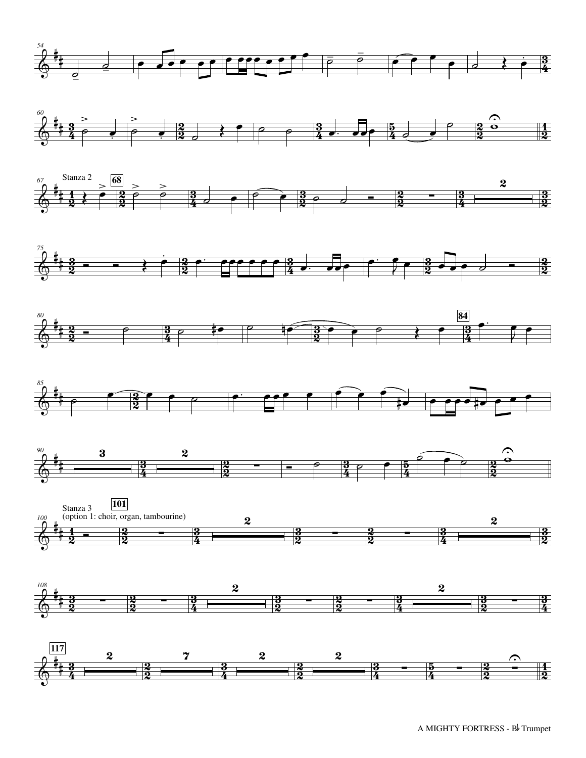Stanza 2

Stanza 3
(option 1: choir, organ, tambourine)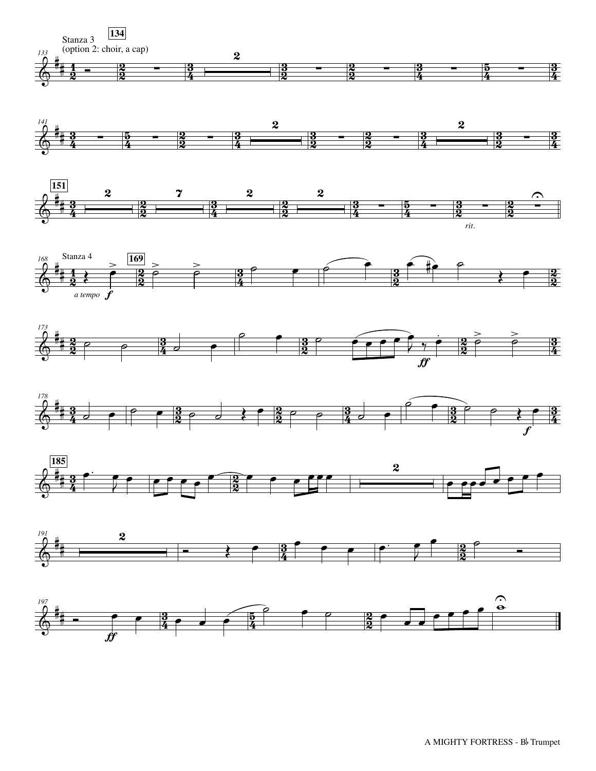Stanza 3

(option 2: choir, a cap)

Stanza 4

*a tempo*

*rit.*